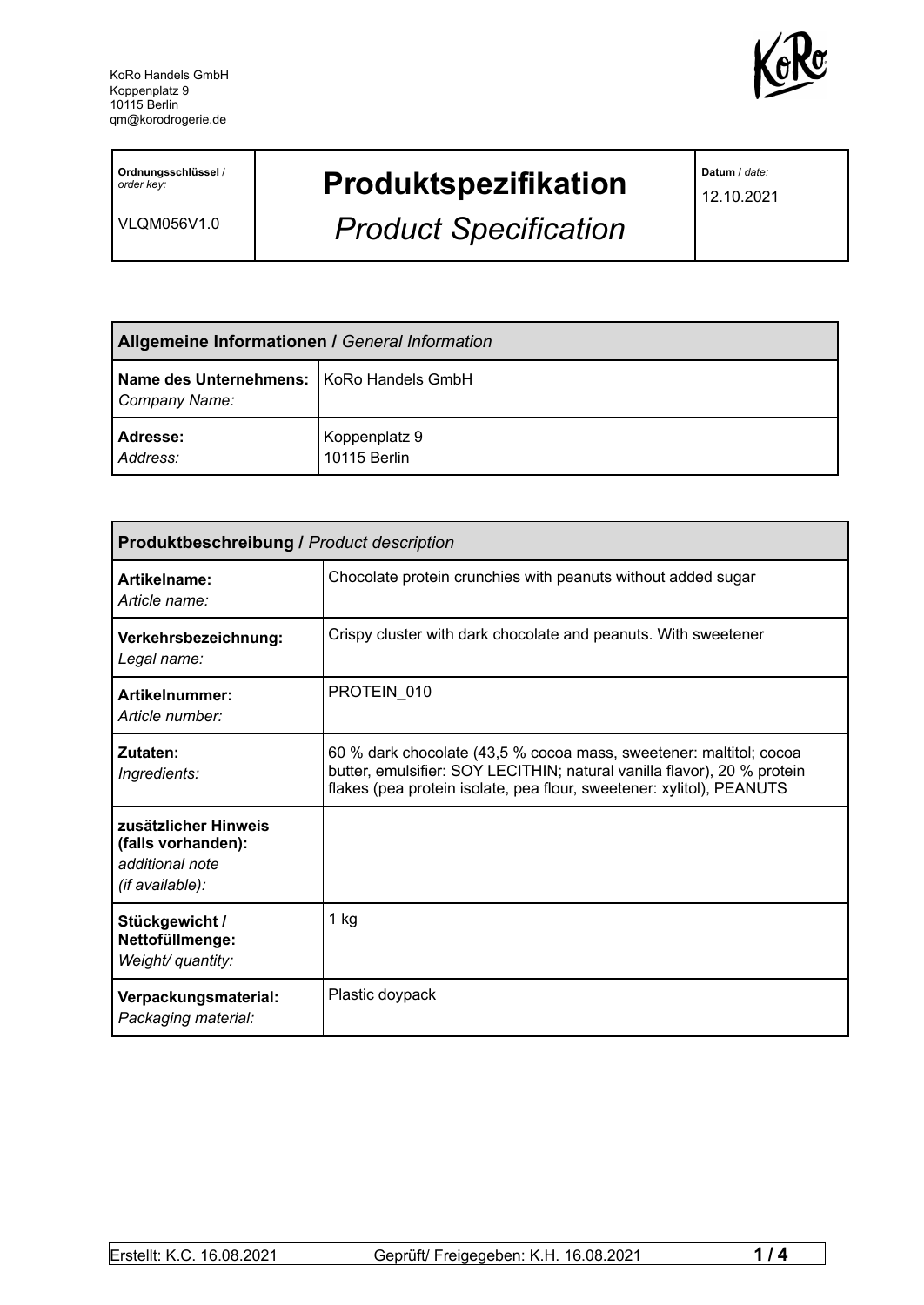KoRo Handels GmbH
Koppenplatz 9
10115 Berlin
qm@korodrogerie.de

| **Ordnungsschlüssel** / *order key:* VLQM056V1.0 | **Produktspezifikation** *Product Specification* | **Datum** / *date:* 12.10.2021 |
|---|---|---|

| **Allgemeine Informationen /** *General Information* | |
|---|---|
| **Name des Unternehmens:** *Company Name:* | KoRo Handels GmbH |
| **Adresse:** *Address:* | Koppenplatz 9 10115 Berlin |

| **Produktbeschreibung /** *Product description* | |
|---|---|
| **Artikelname:** *Article name:* | Chocolate protein crunchies with peanuts without added sugar |
| **Verkehrsbezeichnung:** *Legal name:* | Crispy cluster with dark chocolate and peanuts. With sweetener |
| **Artikelnummer:** *Article number:* | PROTEIN_010 |
| **Zutaten:** *Ingredients:* | 60 % dark chocolate (43,5 % cocoa mass, sweetener: maltitol; cocoa butter, emulsifier: SOY LECITHIN; natural vanilla flavor), 20 % protein flakes (pea protein isolate, pea flour, sweetener: xylitol), PEANUTS |
| **zusätzlicher Hinweis (falls vorhanden):** *additional note (if available):* | |
| **Stückgewicht / Nettofüllmenge:** *Weight/ quantity:* | 1 kg |
| **Verpackungsmaterial:** *Packaging material:* | Plastic doypack |

Erstellt: K.C. 16.08.2021 Geprüft/ Freigegeben: K.H. 16.08.2021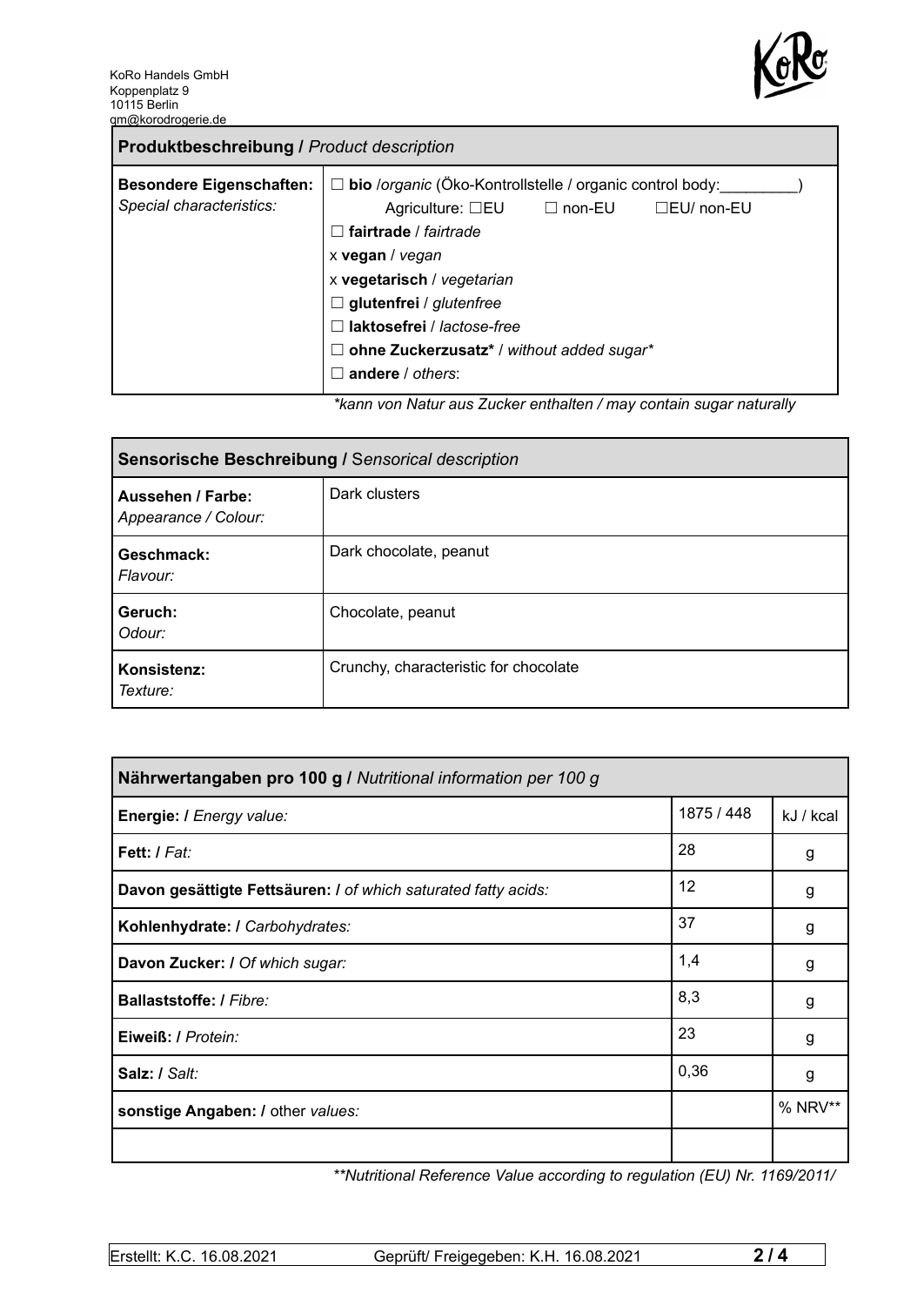KoRo Handels GmbH
Koppenplatz 9
10115 Berlin
qm@korodrogerie.de

| **Produktbeschreibung /** *Product description* | |
|---|---|
| **Besondere Eigenschaften:** *Special characteristics:* | ☐ **bio** /*organic* (Öko-Kontrollstelle / organic control body:_________) Agriculture: ☐EU ☐ non-EU ☐EU/ non-EU<br>☐ **fairtrade** / *fairtrade*<br>x **vegan** / *vegan*<br>x **vegetarisch** / *vegetarian*<br>☐ **glutenfrei** / *glutenfree*<br>☐ **laktosefrei** / *lactose-free*<br>☐ **ohne Zuckerzusatz*** / *without added sugar**<br>☐ **andere** / *others*: |

*\*kann von Natur aus Zucker enthalten / may contain sugar naturally*

| **Sensorische Beschreibung /** *Sensorical description* | |
|---|---|
| **Aussehen / Farbe:** *Appearance / Colour:* | Dark clusters |
| **Geschmack:** *Flavour:* | Dark chocolate, peanut |
| **Geruch:** *Odour:* | Chocolate, peanut |
| **Konsistenz:** *Texture:* | Crunchy, characteristic for chocolate |

| **Nährwertangaben pro 100 g /** *Nutritional information per 100 g* | | |
|---|---|---|
| **Energie: /** *Energy value:* | 1875 / 448 | kJ / kcal |
| **Fett: /** *Fat:* | 28 | g |
| **Davon gesättigte Fettsäuren: /** *of which saturated fatty acids:* | 12 | g |
| **Kohlenhydrate: /** *Carbohydrates:* | 37 | g |
| **Davon Zucker: /** *Of which sugar:* | 1,4 | g |
| **Ballaststoffe: /** *Fibre:* | 8,3 | g |
| **Eiweiß: /** *Protein:* | 23 | g |
| **Salz: /** *Salt:* | 0,36 | g |
| **sonstige Angaben: /** other *values:* | | % NRV** |
| | | |

*\*\*Nutritional Reference Value according to regulation (EU) Nr. 1169/2011/*

Erstellt: K.C. 16.08.2021 Geprüft/ Freigegeben: K.H. 16.08.2021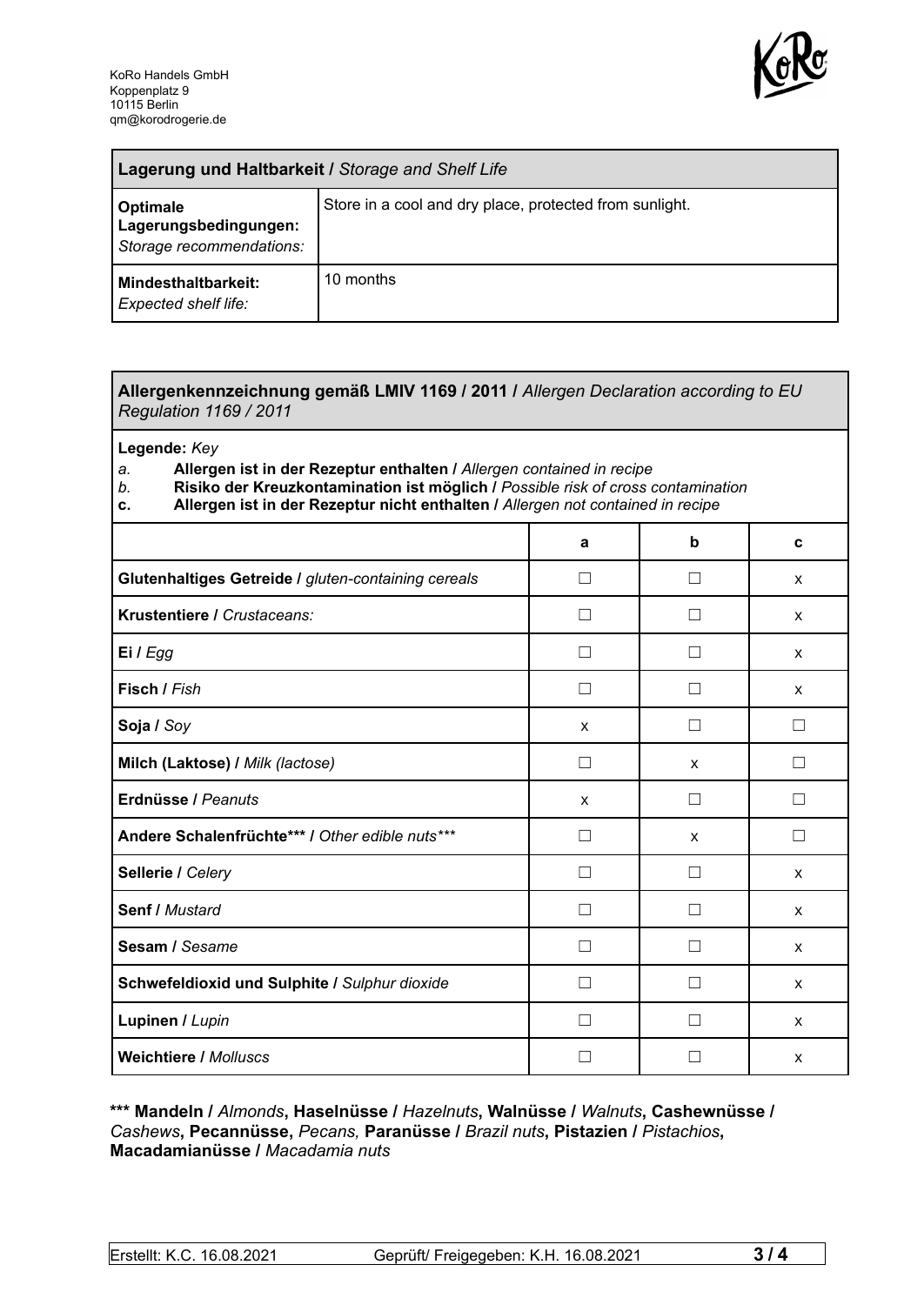KoRo Handels GmbH
Koppenplatz 9
10115 Berlin
qm@korodrogerie.de

| **Lagerung und Haltbarkeit /** *Storage and Shelf Life* | |
|---|---|
| **Optimale Lagerungsbedingungen:** *Storage recommendations:* | Store in a cool and dry place, protected from sunlight. |
| **Mindesthaltbarkeit:** *Expected shelf life:* | 10 months |

**Allergenkennzeichnung gemäß LMIV 1169 / 2011 /** *Allergen Declaration according to EU Regulation 1169 / 2011*

**Legende:** *Key*

*a.* **Allergen ist in der Rezeptur enthalten /** *Allergen contained in recipe*
*b.* **Risiko der Kreuzkontamination ist möglich /** *Possible risk of cross contamination*
**c.** **Allergen ist in der Rezeptur nicht enthalten /** *Allergen not contained in recipe*

| | a | b | c |
|---|---|---|---|
| **Glutenhaltiges Getreide /** *gluten-containing cereals* | ☐ | ☐ | x |
| **Krustentiere /** *Crustaceans:* | ☐ | ☐ | x |
| **Ei /** *Egg* | ☐ | ☐ | x |
| **Fisch /** *Fish* | ☐ | ☐ | x |
| **Soja /** *Soy* | x | ☐ | ☐ |
| **Milch (Laktose) /** *Milk (lactose)* | ☐ | x | ☐ |
| **Erdnüsse /** *Peanuts* | x | ☐ | ☐ |
| **Andere Schalenfrüchte\*\*\* /** *Other edible nuts\*\*\** | ☐ | x | ☐ |
| **Sellerie /** *Celery* | ☐ | ☐ | x |
| **Senf /** *Mustard* | ☐ | ☐ | x |
| **Sesam /** *Sesame* | ☐ | ☐ | x |
| **Schwefeldioxid und Sulphite /** *Sulphur dioxide* | ☐ | ☐ | x |
| **Lupinen /** *Lupin* | ☐ | ☐ | x |
| **Weichtiere /** *Molluscs* | ☐ | ☐ | x |

**\*\*\* Mandeln /** *Almonds*, **Haselnüsse /** *Hazelnuts*, **Walnüsse /** *Walnuts*, **Cashewnüsse /** *Cashews*, **Pecannüsse,** *Pecans,* **Paranüsse /** *Brazil nuts*, **Pistazien /** *Pistachios*, **Macadamianüsse /** *Macadamia nuts*

Erstellt: K.C. 16.08.2021 Geprüft/ Freigegeben: K.H. 16.08.2021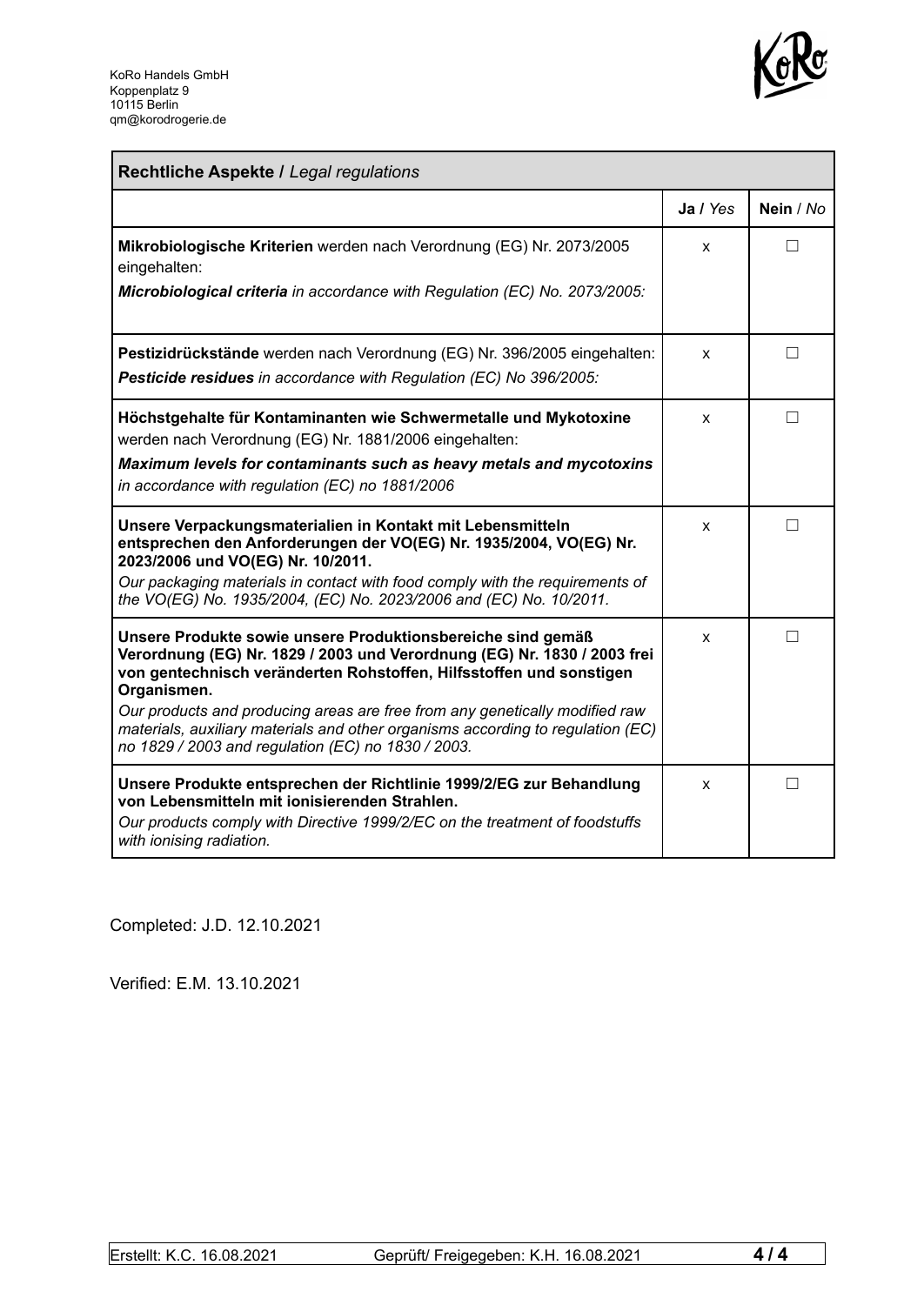KoRo Handels GmbH
Koppenplatz 9
10115 Berlin
qm@korodrogerie.de

| **Rechtliche Aspekte /** *Legal regulations* | | |
|---|---|---|
| | **Ja /** *Yes* | **Nein** / *No* |
| **Mikrobiologische Kriterien** werden nach Verordnung (EG) Nr. 2073/2005 eingehalten:<br>***Microbiological criteria*** *in accordance with Regulation (EC) No. 2073/2005:* | x | ☐ |
| **Pestizidrückstände** werden nach Verordnung (EG) Nr. 396/2005 eingehalten:<br>***Pesticide residues*** *in accordance with Regulation (EC) No 396/2005:* | x | ☐ |
| **Höchstgehalte für Kontaminanten wie Schwermetalle und Mykotoxine** werden nach Verordnung (EG) Nr. 1881/2006 eingehalten:<br>***Maximum levels for contaminants such as heavy metals and mycotoxins*** *in accordance with regulation (EC) no 1881/2006* | x | ☐ |
| **Unsere Verpackungsmaterialien in Kontakt mit Lebensmitteln entsprechen den Anforderungen der VO(EG) Nr. 1935/2004, VO(EG) Nr. 2023/2006 und VO(EG) Nr. 10/2011.**<br>*Our packaging materials in contact with food comply with the requirements of the VO(EG) No. 1935/2004, (EC) No. 2023/2006 and (EC) No. 10/2011.* | x | ☐ |
| **Unsere Produkte sowie unsere Produktionsbereiche sind gemäß Verordnung (EG) Nr. 1829 / 2003 und Verordnung (EG) Nr. 1830 / 2003 frei von gentechnisch veränderten Rohstoffen, Hilfsstoffen und sonstigen Organismen.**<br>*Our products and producing areas are free from any genetically modified raw materials, auxiliary materials and other organisms according to regulation (EC) no 1829 / 2003 and regulation (EC) no 1830 / 2003.* | x | ☐ |
| **Unsere Produkte entsprechen der Richtlinie 1999/2/EG zur Behandlung von Lebensmitteln mit ionisierenden Strahlen.**<br>*Our products comply with Directive 1999/2/EC on the treatment of foodstuffs with ionising radiation.* | x | ☐ |

Completed: J.D. 12.10.2021

Verified: E.M. 13.10.2021

Erstellt: K.C. 16.08.2021 Geprüft/ Freigegeben: K.H. 16.08.2021